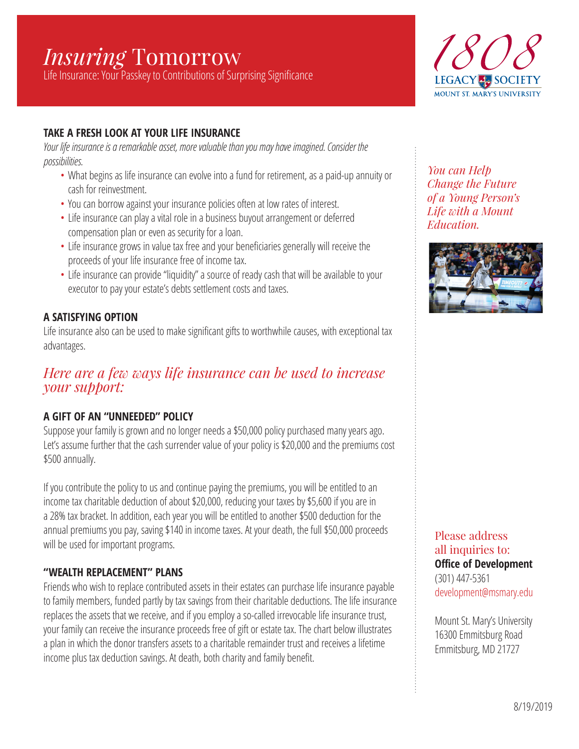# *Insuring* Tomorrow

Life Insurance: Your Passkey to Contributions of Surprising Significance

1808 LEGACY SOCIETY
MOUNT ST. MARY'S UNIVERSITY

### TAKE A FRESH LOOK AT YOUR LIFE INSURANCE

*Your life insurance is a remarkable asset, more valuable than you may have imagined. Consider the possibilities.*

- What begins as life insurance can evolve into a fund for retirement, as a paid-up annuity or cash for reinvestment.
- You can borrow against your insurance policies often at low rates of interest.
- Life insurance can play a vital role in a business buyout arrangement or deferred compensation plan or even as security for a loan.
- Life insurance grows in value tax free and your beneficiaries generally will receive the proceeds of your life insurance free of income tax.
- Life insurance can provide "liquidity" a source of ready cash that will be available to your executor to pay your estate's debts settlement costs and taxes.

### A SATISFYING OPTION

Life insurance also can be used to make significant gifts to worthwhile causes, with exceptional tax advantages.

## *Here are a few ways life insurance can be used to increase your support:*

### A GIFT OF AN "UNNEEDED" POLICY

Suppose your family is grown and no longer needs a $50,000 policy purchased many years ago. Let's assume further that the cash surrender value of your policy is $20,000 and the premiums cost $500 annually.

If you contribute the policy to us and continue paying the premiums, you will be entitled to an income tax charitable deduction of about $20,000, reducing your taxes by $5,600 if you are in a 28% tax bracket. In addition, each year you will be entitled to another $500 deduction for the annual premiums you pay, saving $140 in income taxes. At your death, the full $50,000 proceeds will be used for important programs.

### "WEALTH REPLACEMENT" PLANS

Friends who wish to replace contributed assets in their estates can purchase life insurance payable to family members, funded partly by tax savings from their charitable deductions. The life insurance replaces the assets that we receive, and if you employ a so-called irrevocable life insurance trust, your family can receive the insurance proceeds free of gift or estate tax. The chart below illustrates a plan in which the donor transfers assets to a charitable remainder trust and receives a lifetime income plus tax deduction savings. At death, both charity and family benefit.

*You can Help Change the Future of a Young Person's Life with a Mount Education.*

Please address all inquiries to:
**Office of Development**
(301) 447-5361
development@msmary.edu

Mount St. Mary's University
16300 Emmitsburg Road
Emmitsburg, MD 21727

8/19/2019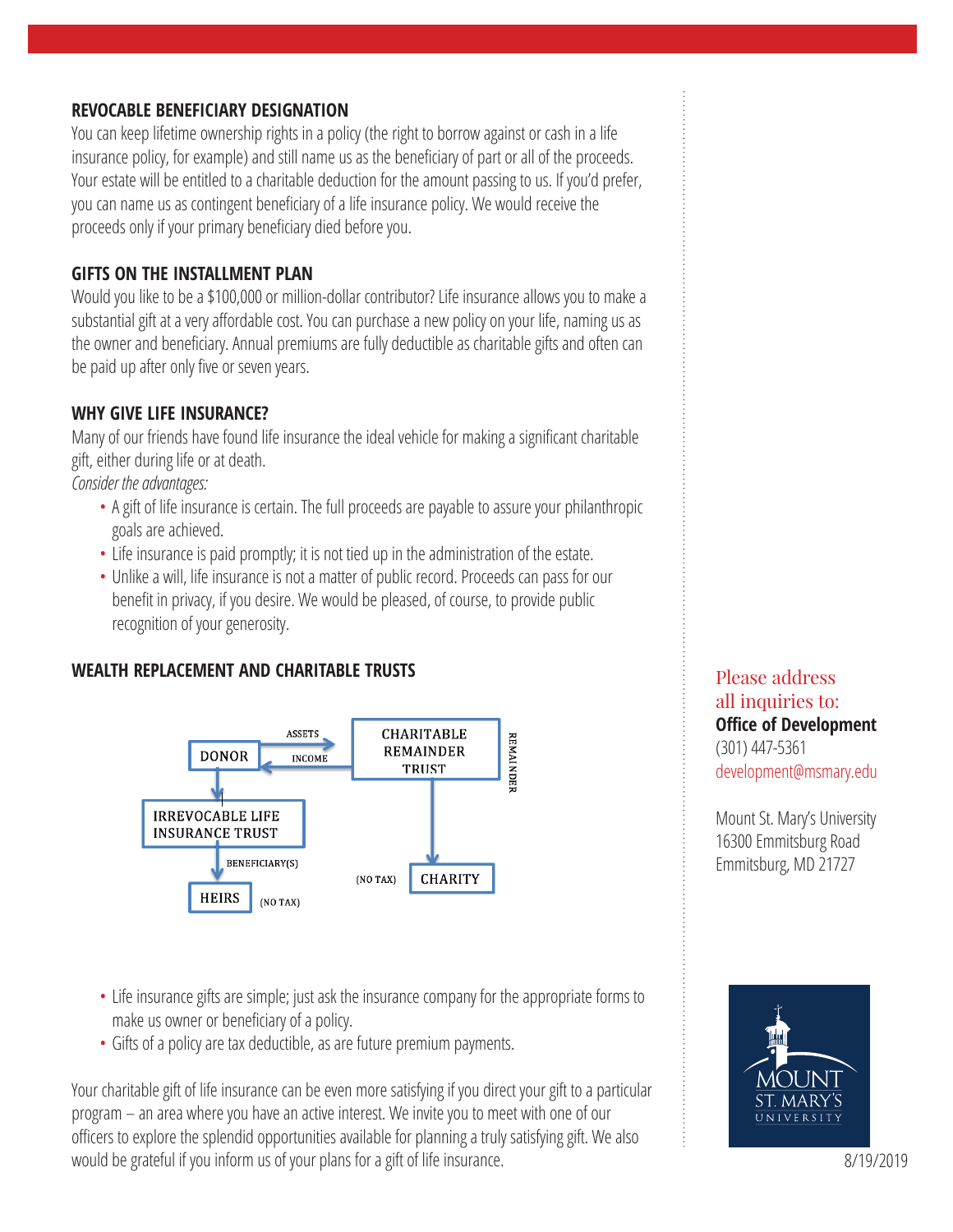### REVOCABLE BENEFICIARY DESIGNATION

You can keep lifetime ownership rights in a policy (the right to borrow against or cash in a life insurance policy, for example) and still name us as the beneficiary of part or all of the proceeds. Your estate will be entitled to a charitable deduction for the amount passing to us. If you'd prefer, you can name us as contingent beneficiary of a life insurance policy. We would receive the proceeds only if your primary beneficiary died before you.

### GIFTS ON THE INSTALLMENT PLAN

Would you like to be a $100,000 or million-dollar contributor? Life insurance allows you to make a substantial gift at a very affordable cost. You can purchase a new policy on your life, naming us as the owner and beneficiary. Annual premiums are fully deductible as charitable gifts and often can be paid up after only five or seven years.

### WHY GIVE LIFE INSURANCE?

Many of our friends have found life insurance the ideal vehicle for making a significant charitable gift, either during life or at death.

*Consider the advantages:*

- A gift of life insurance is certain. The full proceeds are payable to assure your philanthropic goals are achieved.
- Life insurance is paid promptly; it is not tied up in the administration of the estate.
- Unlike a will, life insurance is not a matter of public record. Proceeds can pass for our benefit in privacy, if you desire. We would be pleased, of course, to provide public recognition of your generosity.

### WEALTH REPLACEMENT AND CHARITABLE TRUSTS

DONOR
ASSETS
INCOME
CHARITABLE REMAINDER TRUST
REMAINDER
IRREVOCABLE LIFE INSURANCE TRUST
BENEFICIARY(S)
HEIRS
(NO TAX)
(NO TAX)
CHARITY

- Life insurance gifts are simple; just ask the insurance company for the appropriate forms to make us owner or beneficiary of a policy.
- Gifts of a policy are tax deductible, as are future premium payments.

Your charitable gift of life insurance can be even more satisfying if you direct your gift to a particular program – an area where you have an active interest. We invite you to meet with one of our officers to explore the splendid opportunities available for planning a truly satisfying gift. We also would be grateful if you inform us of your plans for a gift of life insurance.

Please address all inquiries to:

**Office of Development**
(301) 447-5361
development@msmary.edu

Mount St. Mary's University
16300 Emmitsburg Road
Emmitsburg, MD 21727

MOUNT ST. MARY'S UNIVERSITY

8/19/2019